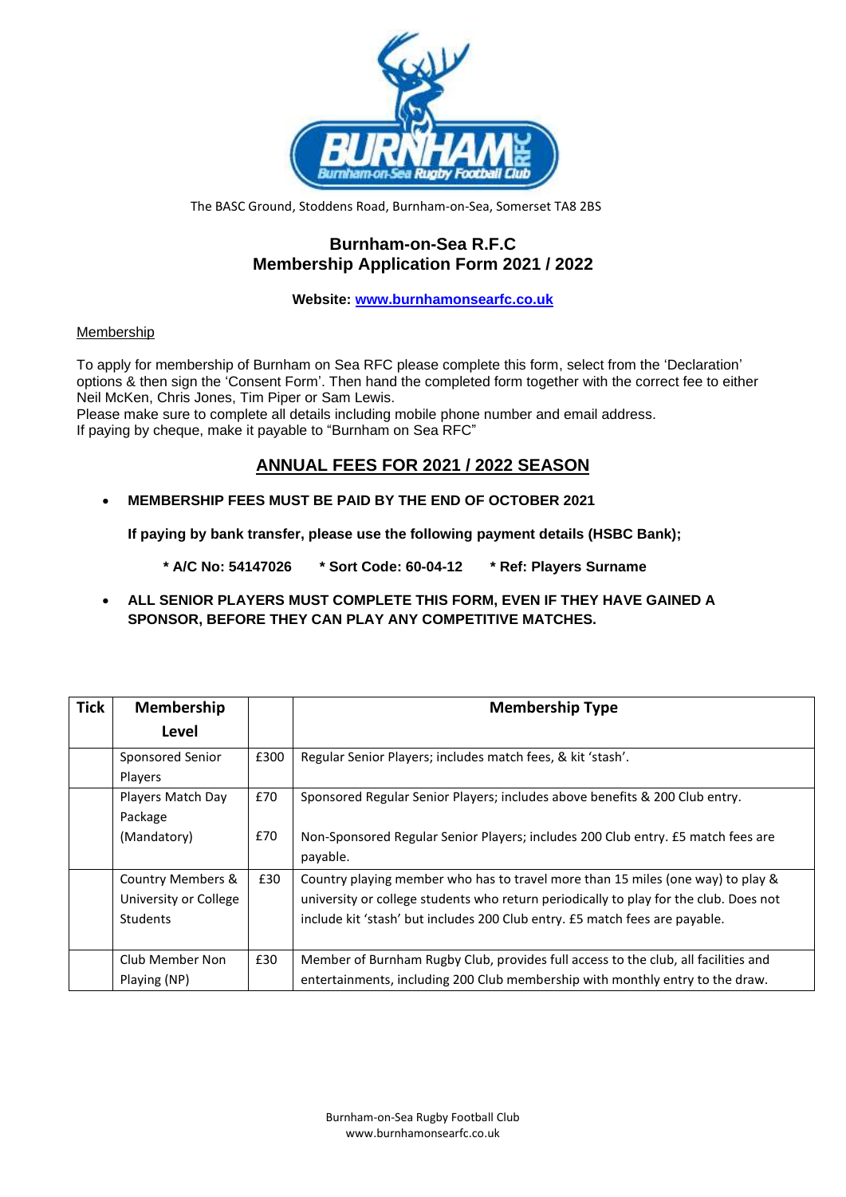The BASC Ground, Stoddens Road, Burnham-on-Sea, Somerset TA8 2BS

# Burnham-on-Sea R.F.C
# Membership Application Form 2021 / 2022

**Website: [www.burnhamonsearfc.co.uk](http://www.burnhamonsearfc.co.uk)**

Membership

To apply for membership of Burnham on Sea RFC please complete this form, select from the 'Declaration' options & then sign the 'Consent Form'. Then hand the completed form together with the correct fee to either Neil McKen, Chris Jones, Tim Piper or Sam Lewis.
Please make sure to complete all details including mobile phone number and email address.
If paying by cheque, make it payable to "Burnham on Sea RFC"

## ANNUAL FEES FOR 2021 / 2022 SEASON

- **MEMBERSHIP FEES MUST BE PAID BY THE END OF OCTOBER 2021**

  **If paying by bank transfer, please use the following payment details (HSBC Bank);**

  **\* A/C No: 54147026 \* Sort Code: 60-04-12 \* Ref: Players Surname**

- **ALL SENIOR PLAYERS MUST COMPLETE THIS FORM, EVEN IF THEY HAVE GAINED A SPONSOR, BEFORE THEY CAN PLAY ANY COMPETITIVE MATCHES.**

| Tick | Membership Level | | Membership Type |
|---|---|---|---|
| | Sponsored Senior Players | £300 | Regular Senior Players; includes match fees, & kit 'stash'. |
| | Players Match Day Package (Mandatory) | £70 | Sponsored Regular Senior Players; includes above benefits & 200 Club entry. |
| | | £70 | Non-Sponsored Regular Senior Players; includes 200 Club entry. £5 match fees are payable. |
| | Country Members & University or College Students | £30 | Country playing member who has to travel more than 15 miles (one way) to play & university or college students who return periodically to play for the club. Does not include kit 'stash' but includes 200 Club entry. £5 match fees are payable. |
| | Club Member Non Playing (NP) | £30 | Member of Burnham Rugby Club, provides full access to the club, all facilities and entertainments, including 200 Club membership with monthly entry to the draw. |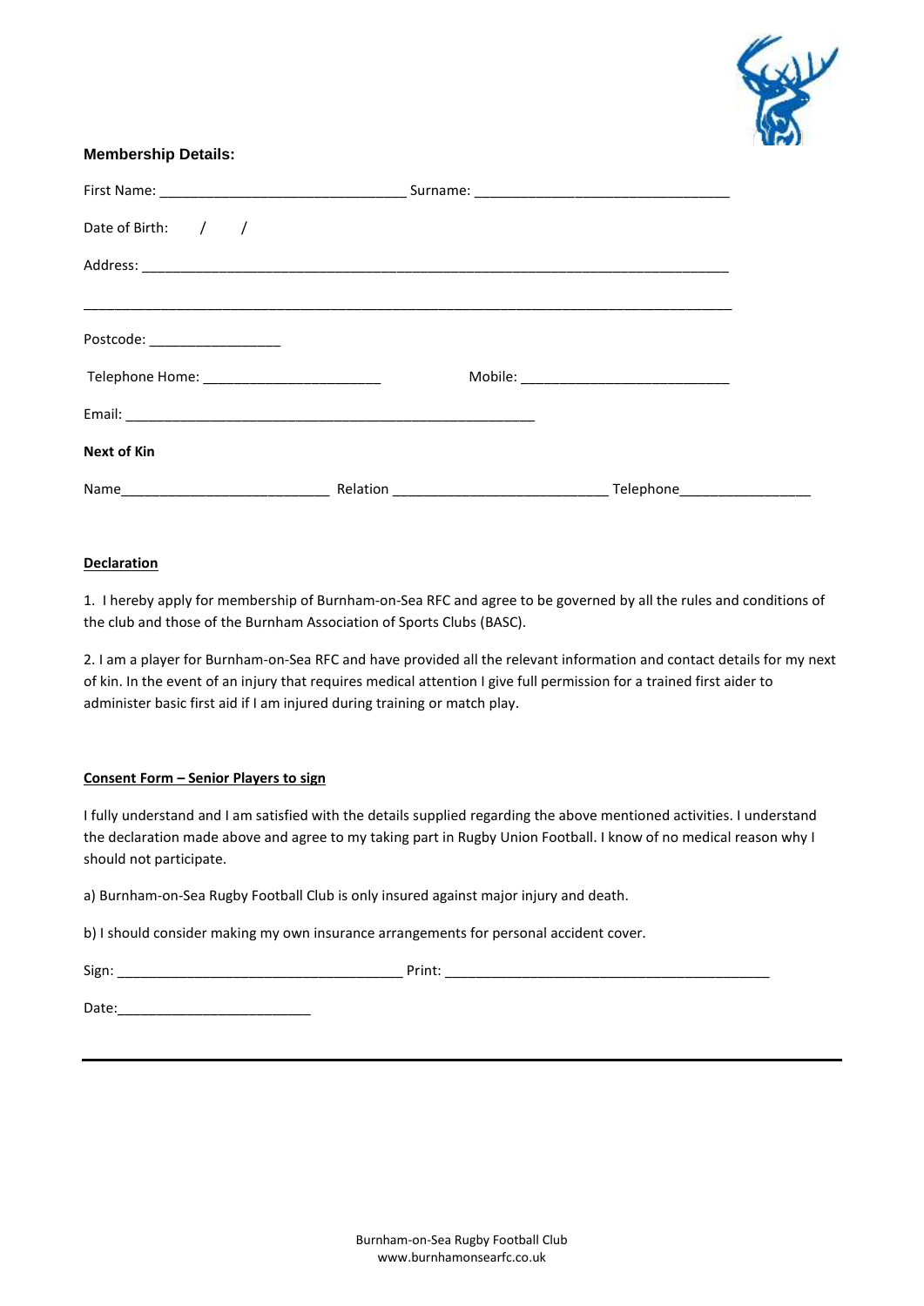### Membership Details:

First Name: ________________________________ Surname: _________________________________

Date of Birth: / /

Address: ____________________________________________________________________________

_____________________________________________________________________________________

Postcode: _________________

Telephone Home: _______________________ Mobile: ___________________________

Email: _______________________________________________________

**Next of Kin**

Name___________________________ Relation ____________________________ Telephone_________________

**Declaration**

1. I hereby apply for membership of Burnham-on-Sea RFC and agree to be governed by all the rules and conditions of the club and those of the Burnham Association of Sports Clubs (BASC).

2. I am a player for Burnham-on-Sea RFC and have provided all the relevant information and contact details for my next of kin. In the event of an injury that requires medical attention I give full permission for a trained first aider to administer basic first aid if I am injured during training or match play.

**Consent Form – Senior Players to sign**

I fully understand and I am satisfied with the details supplied regarding the above mentioned activities. I understand the declaration made above and agree to my taking part in Rugby Union Football. I know of no medical reason why I should not participate.

a) Burnham-on-Sea Rugby Football Club is only insured against major injury and death.

b) I should consider making my own insurance arrangements for personal accident cover.

Sign: _____________________________________ Print: __________________________________________

Date:_________________________

Burnham-on-Sea Rugby Football Club
www.burnhamonsearfc.co.uk